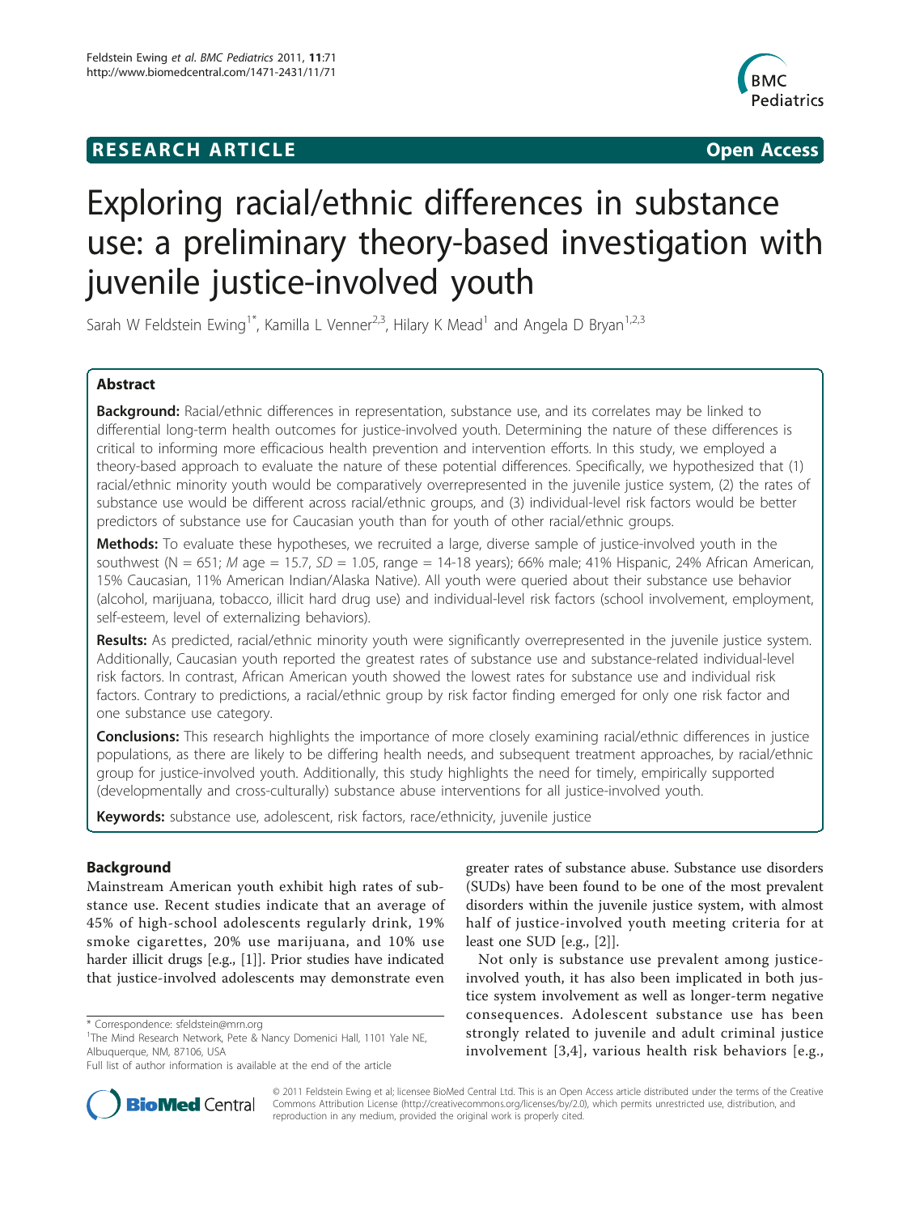**RESEARCH ARTICLE** **Open Access**

# Exploring racial/ethnic differences in substance use: a preliminary theory-based investigation with juvenile justice-involved youth

Sarah W Feldstein Ewing[1*], Kamilla L Venner[2,3], Hilary K Mead[1] and Angela D Bryan[1,2,3]

## Abstract

**Background:** Racial/ethnic differences in representation, substance use, and its correlates may be linked to differential long-term health outcomes for justice-involved youth. Determining the nature of these differences is critical to informing more efficacious health prevention and intervention efforts. In this study, we employed a theory-based approach to evaluate the nature of these potential differences. Specifically, we hypothesized that (1) racial/ethnic minority youth would be comparatively overrepresented in the juvenile justice system, (2) the rates of substance use would be different across racial/ethnic groups, and (3) individual-level risk factors would be better predictors of substance use for Caucasian youth than for youth of other racial/ethnic groups.

**Methods:** To evaluate these hypotheses, we recruited a large, diverse sample of justice-involved youth in the southwest (N = 651; *M* age = 15.7, *SD* = 1.05, range = 14-18 years); 66% male; 41% Hispanic, 24% African American, 15% Caucasian, 11% American Indian/Alaska Native). All youth were queried about their substance use behavior (alcohol, marijuana, tobacco, illicit hard drug use) and individual-level risk factors (school involvement, employment, self-esteem, level of externalizing behaviors).

**Results:** As predicted, racial/ethnic minority youth were significantly overrepresented in the juvenile justice system. Additionally, Caucasian youth reported the greatest rates of substance use and substance-related individual-level risk factors. In contrast, African American youth showed the lowest rates for substance use and individual risk factors. Contrary to predictions, a racial/ethnic group by risk factor finding emerged for only one risk factor and one substance use category.

**Conclusions:** This research highlights the importance of more closely examining racial/ethnic differences in justice populations, as there are likely to be differing health needs, and subsequent treatment approaches, by racial/ethnic group for justice-involved youth. Additionally, this study highlights the need for timely, empirically supported (developmentally and cross-culturally) substance abuse interventions for all justice-involved youth.

**Keywords:** substance use, adolescent, risk factors, race/ethnicity, juvenile justice

## Background

Mainstream American youth exhibit high rates of substance use. Recent studies indicate that an average of 45% of high-school adolescents regularly drink, 19% smoke cigarettes, 20% use marijuana, and 10% use harder illicit drugs [e.g., [1]]. Prior studies have indicated that justice-involved adolescents may demonstrate even greater rates of substance abuse. Substance use disorders (SUDs) have been found to be one of the most prevalent disorders within the juvenile justice system, with almost half of justice-involved youth meeting criteria for at least one SUD [e.g., [2]].

Not only is substance use prevalent among justice-involved youth, it has also been implicated in both justice system involvement as well as longer-term negative consequences. Adolescent substance use has been strongly related to juvenile and adult criminal justice involvement [3,4], various health risk behaviors [e.g.,

\* Correspondence: sfeldstein@mrn.org
[1]The Mind Research Network, Pete & Nancy Domenici Hall, 1101 Yale NE, Albuquerque, NM, 87106, USA
Full list of author information is available at the end of the article

© 2011 Feldstein Ewing et al; licensee BioMed Central Ltd. This is an Open Access article distributed under the terms of the Creative Commons Attribution License (http://creativecommons.org/licenses/by/2.0), which permits unrestricted use, distribution, and reproduction in any medium, provided the original work is properly cited.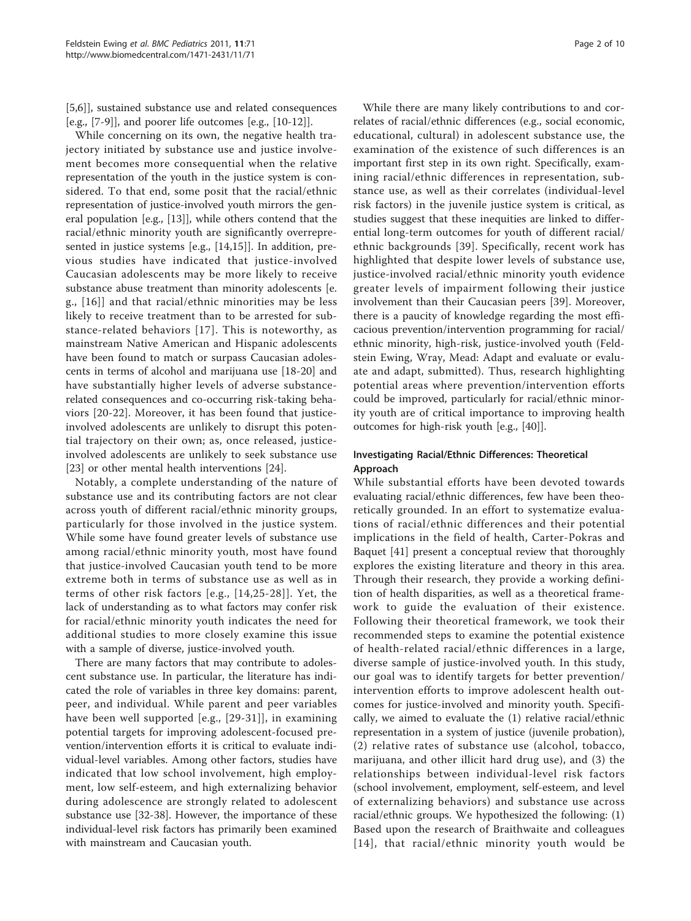[5,6]], sustained substance use and related consequences [e.g., [7-9]], and poorer life outcomes [e.g., [10-12]].

While concerning on its own, the negative health trajectory initiated by substance use and justice involvement becomes more consequential when the relative representation of the youth in the justice system is considered. To that end, some posit that the racial/ethnic representation of justice-involved youth mirrors the general population [e.g., [13]], while others contend that the racial/ethnic minority youth are significantly overrepresented in justice systems [e.g., [14,15]]. In addition, previous studies have indicated that justice-involved Caucasian adolescents may be more likely to receive substance abuse treatment than minority adolescents [e.g., [16]] and that racial/ethnic minorities may be less likely to receive treatment than to be arrested for substance-related behaviors [17]. This is noteworthy, as mainstream Native American and Hispanic adolescents have been found to match or surpass Caucasian adolescents in terms of alcohol and marijuana use [18-20] and have substantially higher levels of adverse substance-related consequences and co-occurring risk-taking behaviors [20-22]. Moreover, it has been found that justice-involved adolescents are unlikely to disrupt this potential trajectory on their own; as, once released, justice-involved adolescents are unlikely to seek substance use [23] or other mental health interventions [24].

Notably, a complete understanding of the nature of substance use and its contributing factors are not clear across youth of different racial/ethnic minority groups, particularly for those involved in the justice system. While some have found greater levels of substance use among racial/ethnic minority youth, most have found that justice-involved Caucasian youth tend to be more extreme both in terms of substance use as well as in terms of other risk factors [e.g., [14,25-28]]. Yet, the lack of understanding as to what factors may confer risk for racial/ethnic minority youth indicates the need for additional studies to more closely examine this issue with a sample of diverse, justice-involved youth.

There are many factors that may contribute to adolescent substance use. In particular, the literature has indicated the role of variables in three key domains: parent, peer, and individual. While parent and peer variables have been well supported [e.g., [29-31]], in examining potential targets for improving adolescent-focused prevention/intervention efforts it is critical to evaluate individual-level variables. Among other factors, studies have indicated that low school involvement, high employment, low self-esteem, and high externalizing behavior during adolescence are strongly related to adolescent substance use [32-38]. However, the importance of these individual-level risk factors has primarily been examined with mainstream and Caucasian youth.

While there are many likely contributions to and correlates of racial/ethnic differences (e.g., social economic, educational, cultural) in adolescent substance use, the examination of the existence of such differences is an important first step in its own right. Specifically, examining racial/ethnic differences in representation, substance use, as well as their correlates (individual-level risk factors) in the juvenile justice system is critical, as studies suggest that these inequities are linked to differential long-term outcomes for youth of different racial/ethnic backgrounds [39]. Specifically, recent work has highlighted that despite lower levels of substance use, justice-involved racial/ethnic minority youth evidence greater levels of impairment following their justice involvement than their Caucasian peers [39]. Moreover, there is a paucity of knowledge regarding the most efficacious prevention/intervention programming for racial/ethnic minority, high-risk, justice-involved youth (Feldstein Ewing, Wray, Mead: Adapt and evaluate or evaluate and adapt, submitted). Thus, research highlighting potential areas where prevention/intervention efforts could be improved, particularly for racial/ethnic minority youth are of critical importance to improving health outcomes for high-risk youth [e.g., [40]].

### Investigating Racial/Ethnic Differences: Theoretical Approach

While substantial efforts have been devoted towards evaluating racial/ethnic differences, few have been theoretically grounded. In an effort to systematize evaluations of racial/ethnic differences and their potential implications in the field of health, Carter-Pokras and Baquet [41] present a conceptual review that thoroughly explores the existing literature and theory in this area. Through their research, they provide a working definition of health disparities, as well as a theoretical framework to guide the evaluation of their existence. Following their theoretical framework, we took their recommended steps to examine the potential existence of health-related racial/ethnic differences in a large, diverse sample of justice-involved youth. In this study, our goal was to identify targets for better prevention/intervention efforts to improve adolescent health outcomes for justice-involved and minority youth. Specifically, we aimed to evaluate the (1) relative racial/ethnic representation in a system of justice (juvenile probation), (2) relative rates of substance use (alcohol, tobacco, marijuana, and other illicit hard drug use), and (3) the relationships between individual-level risk factors (school involvement, employment, self-esteem, and level of externalizing behaviors) and substance use across racial/ethnic groups. We hypothesized the following: (1) Based upon the research of Braithwaite and colleagues [14], that racial/ethnic minority youth would be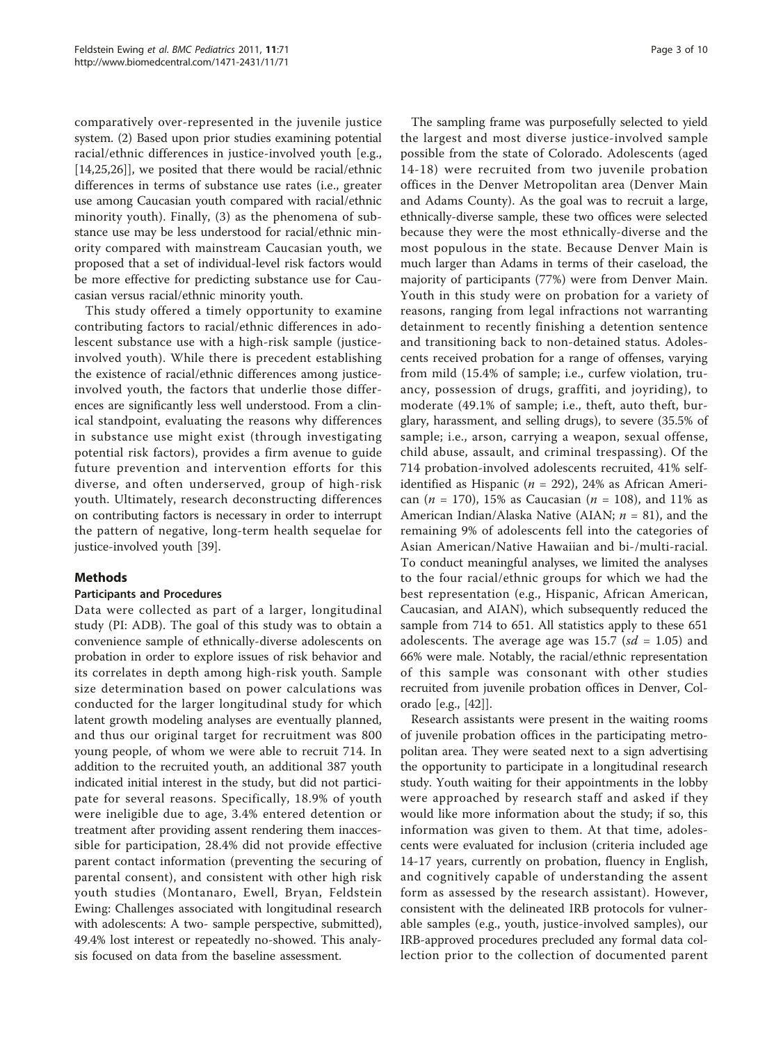comparatively over-represented in the juvenile justice system. (2) Based upon prior studies examining potential racial/ethnic differences in justice-involved youth [e.g., [14,25,26]], we posited that there would be racial/ethnic differences in terms of substance use rates (i.e., greater use among Caucasian youth compared with racial/ethnic minority youth). Finally, (3) as the phenomena of substance use may be less understood for racial/ethnic minority compared with mainstream Caucasian youth, we proposed that a set of individual-level risk factors would be more effective for predicting substance use for Caucasian versus racial/ethnic minority youth.

This study offered a timely opportunity to examine contributing factors to racial/ethnic differences in adolescent substance use with a high-risk sample (justice-involved youth). While there is precedent establishing the existence of racial/ethnic differences among justice-involved youth, the factors that underlie those differences are significantly less well understood. From a clinical standpoint, evaluating the reasons why differences in substance use might exist (through investigating potential risk factors), provides a firm avenue to guide future prevention and intervention efforts for this diverse, and often underserved, group of high-risk youth. Ultimately, research deconstructing differences on contributing factors is necessary in order to interrupt the pattern of negative, long-term health sequelae for justice-involved youth [39].

## Methods

### Participants and Procedures

Data were collected as part of a larger, longitudinal study (PI: ADB). The goal of this study was to obtain a convenience sample of ethnically-diverse adolescents on probation in order to explore issues of risk behavior and its correlates in depth among high-risk youth. Sample size determination based on power calculations was conducted for the larger longitudinal study for which latent growth modeling analyses are eventually planned, and thus our original target for recruitment was 800 young people, of whom we were able to recruit 714. In addition to the recruited youth, an additional 387 youth indicated initial interest in the study, but did not participate for several reasons. Specifically, 18.9% of youth were ineligible due to age, 3.4% entered detention or treatment after providing assent rendering them inaccessible for participation, 28.4% did not provide effective parent contact information (preventing the securing of parental consent), and consistent with other high risk youth studies (Montanaro, Ewell, Bryan, Feldstein Ewing: Challenges associated with longitudinal research with adolescents: A two- sample perspective, submitted), 49.4% lost interest or repeatedly no-showed. This analysis focused on data from the baseline assessment.

The sampling frame was purposefully selected to yield the largest and most diverse justice-involved sample possible from the state of Colorado. Adolescents (aged 14-18) were recruited from two juvenile probation offices in the Denver Metropolitan area (Denver Main and Adams County). As the goal was to recruit a large, ethnically-diverse sample, these two offices were selected because they were the most ethnically-diverse and the most populous in the state. Because Denver Main is much larger than Adams in terms of their caseload, the majority of participants (77%) were from Denver Main. Youth in this study were on probation for a variety of reasons, ranging from legal infractions not warranting detainment to recently finishing a detention sentence and transitioning back to non-detained status. Adolescents received probation for a range of offenses, varying from mild (15.4% of sample; i.e., curfew violation, truancy, possession of drugs, graffiti, and joyriding), to moderate (49.1% of sample; i.e., theft, auto theft, burglary, harassment, and selling drugs), to severe (35.5% of sample; i.e., arson, carrying a weapon, sexual offense, child abuse, assault, and criminal trespassing). Of the 714 probation-involved adolescents recruited, 41% self-identified as Hispanic ($n$ = 292), 24% as African American ($n$ = 170), 15% as Caucasian ($n$ = 108), and 11% as American Indian/Alaska Native (AIAN; $n$ = 81), and the remaining 9% of adolescents fell into the categories of Asian American/Native Hawaiian and bi-/multi-racial. To conduct meaningful analyses, we limited the analyses to the four racial/ethnic groups for which we had the best representation (e.g., Hispanic, African American, Caucasian, and AIAN), which subsequently reduced the sample from 714 to 651. All statistics apply to these 651 adolescents. The average age was 15.7 ($sd$ = 1.05) and 66% were male. Notably, the racial/ethnic representation of this sample was consonant with other studies recruited from juvenile probation offices in Denver, Colorado [e.g., [42]].

Research assistants were present in the waiting rooms of juvenile probation offices in the participating metropolitan area. They were seated next to a sign advertising the opportunity to participate in a longitudinal research study. Youth waiting for their appointments in the lobby were approached by research staff and asked if they would like more information about the study; if so, this information was given to them. At that time, adolescents were evaluated for inclusion (criteria included age 14-17 years, currently on probation, fluency in English, and cognitively capable of understanding the assent form as assessed by the research assistant). However, consistent with the delineated IRB protocols for vulnerable samples (e.g., youth, justice-involved samples), our IRB-approved procedures precluded any formal data collection prior to the collection of documented parent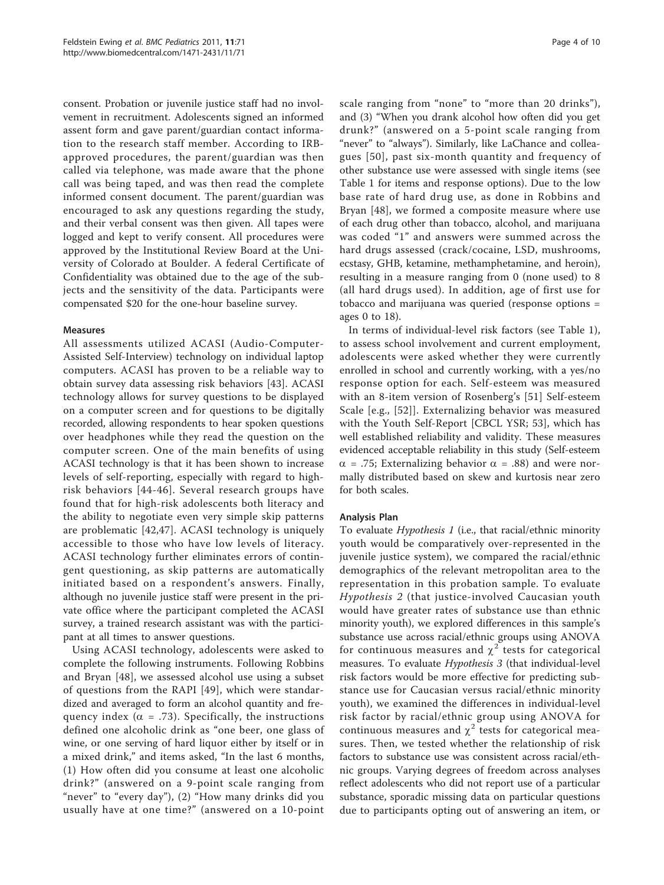consent. Probation or juvenile justice staff had no involvement in recruitment. Adolescents signed an informed assent form and gave parent/guardian contact information to the research staff member. According to IRB-approved procedures, the parent/guardian was then called via telephone, was made aware that the phone call was being taped, and was then read the complete informed consent document. The parent/guardian was encouraged to ask any questions regarding the study, and their verbal consent was then given. All tapes were logged and kept to verify consent. All procedures were approved by the Institutional Review Board at the University of Colorado at Boulder. A federal Certificate of Confidentiality was obtained due to the age of the subjects and the sensitivity of the data. Participants were compensated $20 for the one-hour baseline survey.

### Measures

All assessments utilized ACASI (Audio-Computer-Assisted Self-Interview) technology on individual laptop computers. ACASI has proven to be a reliable way to obtain survey data assessing risk behaviors [43]. ACASI technology allows for survey questions to be displayed on a computer screen and for questions to be digitally recorded, allowing respondents to hear spoken questions over headphones while they read the question on the computer screen. One of the main benefits of using ACASI technology is that it has been shown to increase levels of self-reporting, especially with regard to high-risk behaviors [44-46]. Several research groups have found that for high-risk adolescents both literacy and the ability to negotiate even very simple skip patterns are problematic [42,47]. ACASI technology is uniquely accessible to those who have low levels of literacy. ACASI technology further eliminates errors of contingent questioning, as skip patterns are automatically initiated based on a respondent's answers. Finally, although no juvenile justice staff were present in the private office where the participant completed the ACASI survey, a trained research assistant was with the participant at all times to answer questions.

Using ACASI technology, adolescents were asked to complete the following instruments. Following Robbins and Bryan [48], we assessed alcohol use using a subset of questions from the RAPI [49], which were standardized and averaged to form an alcohol quantity and frequency index ($\alpha$ = .73). Specifically, the instructions defined one alcoholic drink as "one beer, one glass of wine, or one serving of hard liquor either by itself or in a mixed drink," and items asked, "In the last 6 months, (1) How often did you consume at least one alcoholic drink?" (answered on a 9-point scale ranging from "never" to "every day"), (2) "How many drinks did you usually have at one time?" (answered on a 10-point scale ranging from "none" to "more than 20 drinks"), and (3) "When you drank alcohol how often did you get drunk?" (answered on a 5-point scale ranging from "never" to "always"). Similarly, like LaChance and colleagues [50], past six-month quantity and frequency of other substance use were assessed with single items (see Table 1 for items and response options). Due to the low base rate of hard drug use, as done in Robbins and Bryan [48], we formed a composite measure where use of each drug other than tobacco, alcohol, and marijuana was coded "1" and answers were summed across the hard drugs assessed (crack/cocaine, LSD, mushrooms, ecstasy, GHB, ketamine, methamphetamine, and heroin), resulting in a measure ranging from 0 (none used) to 8 (all hard drugs used). In addition, age of first use for tobacco and marijuana was queried (response options = ages 0 to 18).

In terms of individual-level risk factors (see Table 1), to assess school involvement and current employment, adolescents were asked whether they were currently enrolled in school and currently working, with a yes/no response option for each. Self-esteem was measured with an 8-item version of Rosenberg's [51] Self-esteem Scale [e.g., [52]]. Externalizing behavior was measured with the Youth Self-Report [CBCL YSR; 53], which has well established reliability and validity. These measures evidenced acceptable reliability in this study (Self-esteem $\alpha$ = .75; Externalizing behavior $\alpha$ = .88) and were normally distributed based on skew and kurtosis near zero for both scales.

### Analysis Plan

To evaluate *Hypothesis 1* (i.e., that racial/ethnic minority youth would be comparatively over-represented in the juvenile justice system), we compared the racial/ethnic demographics of the relevant metropolitan area to the representation in this probation sample. To evaluate *Hypothesis 2* (that justice-involved Caucasian youth would have greater rates of substance use than ethnic minority youth), we explored differences in this sample's substance use across racial/ethnic groups using ANOVA for continuous measures and $\chi^2$ tests for categorical measures. To evaluate *Hypothesis 3* (that individual-level risk factors would be more effective for predicting substance use for Caucasian versus racial/ethnic minority youth), we examined the differences in individual-level risk factor by racial/ethnic group using ANOVA for continuous measures and $\chi^2$ tests for categorical measures. Then, we tested whether the relationship of risk factors to substance use was consistent across racial/ethnic groups. Varying degrees of freedom across analyses reflect adolescents who did not report use of a particular substance, sporadic missing data on particular questions due to participants opting out of answering an item, or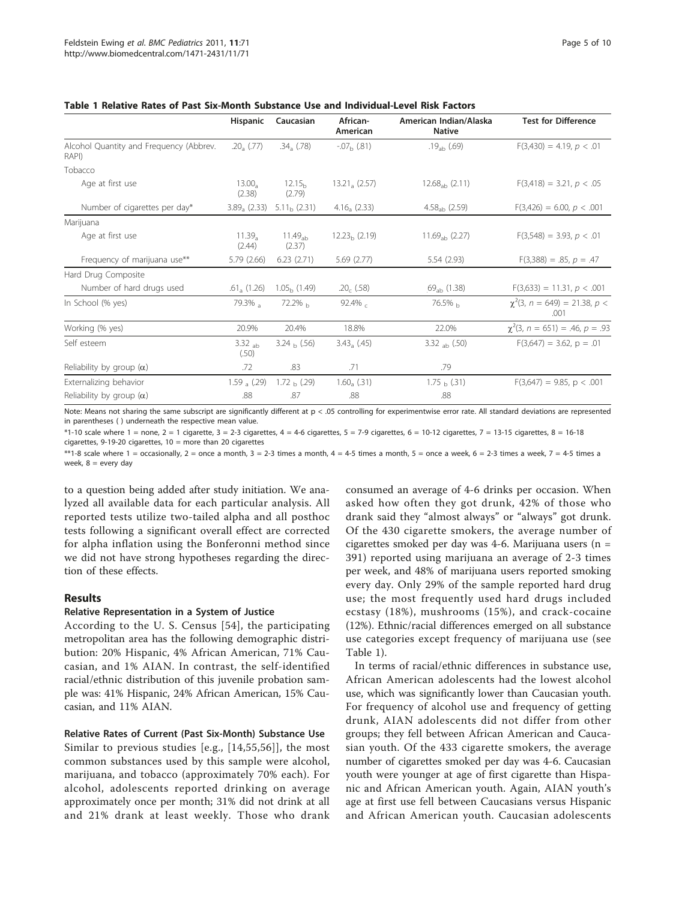**Table 1 Relative Rates of Past Six-Month Substance Use and Individual-Level Risk Factors**

| | Hispanic | Caucasian | African-American | American Indian/Alaska Native | Test for Difference |
|---|---|---|---|---|---|
| Alcohol Quantity and Frequency (Abbrev. RAPI) | $.20_a$ (.77) | $.34_a$ (.78) | $-.07_b$ (.81) | $.19_{ab}$ (.69) | $F(3,430) = 4.19$, $p < .01$ |
| Tobacco | | | | | |
| Age at first use | $13.00_a$ (2.38) | $12.15_b$ (2.79) | $13.21_a$ (2.57) | $12.68_{ab}$ (2.11) | $F(3,418) = 3.21$, $p < .05$ |
| Number of cigarettes per day* | $3.89_a$ (2.33) | $5.11_b$ (2.31) | $4.16_a$ (2.33) | $4.58_{ab}$ (2.59) | $F(3,426) = 6.00$, $p < .001$ |
| Marijuana | | | | | |
| Age at first use | $11.39_a$ (2.44) | $11.49_{ab}$ (2.37) | $12.23_b$ (2.19) | $11.69_{ab}$ (2.27) | $F(3,548) = 3.93$, $p < .01$ |
| Frequency of marijuana use** | 5.79 (2.66) | 6.23 (2.71) | 5.69 (2.77) | 5.54 (2.93) | $F(3,388) = .85$, $p = .47$ |
| Hard Drug Composite | | | | | |
| Number of hard drugs used | $.61_a$ (1.26) | $1.05_b$ (1.49) | $.20_c$ (.58) | $.69_{ab}$ (1.38) | $F(3,633) = 11.31$, $p < .001$ |
| In School (% yes) | 79.3% $_a$ | 72.2% $_b$ | 92.4% $_c$ | 76.5% $_b$ | $\chi^2(3, n = 649) = 21.38$, $p < .001$ |
| Working (% yes) | 20.9% | 20.4% | 18.8% | 22.0% | $\chi^2(3, n = 651) = .46$, $p = .93$ |
| Self esteem | 3.32 $_{ab}$ (.50) | 3.24 $_b$ (.56) | $3.43_a$ (.45) | 3.32 $_{ab}$ (.50) | $F(3,647) = 3.62$, $p = .01$ |
| Reliability by group ($\alpha$) | .72 | .83 | .71 | .79 | |
| Externalizing behavior | 1.59 $_a$ (.29) | 1.72 $_b$ (.29) | $1.60_a$ (.31) | 1.75 $_b$ (.31) | $F(3,647) = 9.85$, $p < .001$ |
| Reliability by group ($\alpha$) | .88 | .87 | .88 | .88 | |

Note: Means not sharing the same subscript are significantly different at p < .05 controlling for experimentwise error rate. All standard deviations are represented in parentheses ( ) underneath the respective mean value.

*1-10 scale where 1 = none, 2 = 1 cigarette, 3 = 2-3 cigarettes, 4 = 4-6 cigarettes, 5 = 7-9 cigarettes, 6 = 10-12 cigarettes, 7 = 13-15 cigarettes, 8 = 16-18 cigarettes, 9-19-20 cigarettes, 10 = more than 20 cigarettes

**1-8 scale where 1 = occasionally, 2 = once a month, 3 = 2-3 times a month, 4 = 4-5 times a month, 5 = once a week, 6 = 2-3 times a week, 7 = 4-5 times a week, 8 = every day

to a question being added after study initiation. We analyzed all available data for each particular analysis. All reported tests utilize two-tailed alpha and all posthoc tests following a significant overall effect are corrected for alpha inflation using the Bonferonni method since we did not have strong hypotheses regarding the direction of these effects.

## Results

### Relative Representation in a System of Justice

According to the U. S. Census [54], the participating metropolitan area has the following demographic distribution: 20% Hispanic, 4% African American, 71% Caucasian, and 1% AIAN. In contrast, the self-identified racial/ethnic distribution of this juvenile probation sample was: 41% Hispanic, 24% African American, 15% Caucasian, and 11% AIAN.

### Relative Rates of Current (Past Six-Month) Substance Use

Similar to previous studies [e.g., [14,55,56]], the most common substances used by this sample were alcohol, marijuana, and tobacco (approximately 70% each). For alcohol, adolescents reported drinking on average approximately once per month; 31% did not drink at all and 21% drank at least weekly. Those who drank consumed an average of 4-6 drinks per occasion. When asked how often they got drunk, 42% of those who drank said they "almost always" or "always" got drunk. Of the 430 cigarette smokers, the average number of cigarettes smoked per day was 4-6. Marijuana users (n = 391) reported using marijuana an average of 2-3 times per week, and 48% of marijuana users reported smoking every day. Only 29% of the sample reported hard drug use; the most frequently used hard drugs included ecstasy (18%), mushrooms (15%), and crack-cocaine (12%). Ethnic/racial differences emerged on all substance use categories except frequency of marijuana use (see Table 1).

In terms of racial/ethnic differences in substance use, African American adolescents had the lowest alcohol use, which was significantly lower than Caucasian youth. For frequency of alcohol use and frequency of getting drunk, AIAN adolescents did not differ from other groups; they fell between African American and Caucasian youth. Of the 433 cigarette smokers, the average number of cigarettes smoked per day was 4-6. Caucasian youth were younger at age of first cigarette than Hispanic and African American youth. Again, AIAN youth's age at first use fell between Caucasians versus Hispanic and African American youth. Caucasian adolescents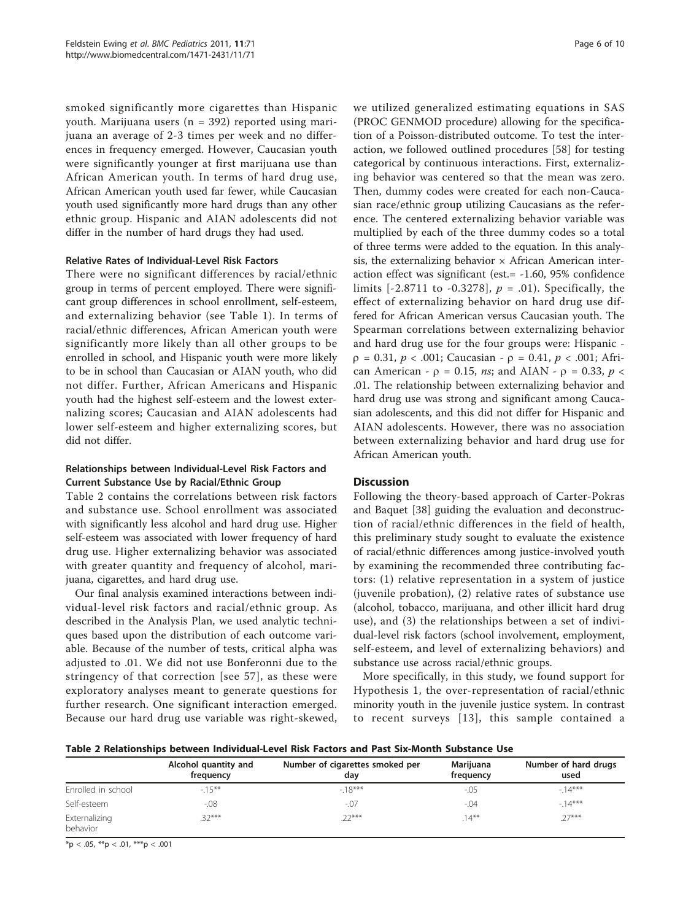smoked significantly more cigarettes than Hispanic youth. Marijuana users (n = 392) reported using marijuana an average of 2-3 times per week and no differences in frequency emerged. However, Caucasian youth were significantly younger at first marijuana use than African American youth. In terms of hard drug use, African American youth used far fewer, while Caucasian youth used significantly more hard drugs than any other ethnic group. Hispanic and AIAN adolescents did not differ in the number of hard drugs they had used.

#### Relative Rates of Individual-Level Risk Factors

There were no significant differences by racial/ethnic group in terms of percent employed. There were significant group differences in school enrollment, self-esteem, and externalizing behavior (see Table 1). In terms of racial/ethnic differences, African American youth were significantly more likely than all other groups to be enrolled in school, and Hispanic youth were more likely to be in school than Caucasian or AIAN youth, who did not differ. Further, African Americans and Hispanic youth had the highest self-esteem and the lowest externalizing scores; Caucasian and AIAN adolescents had lower self-esteem and higher externalizing scores, but did not differ.

#### Relationships between Individual-Level Risk Factors and Current Substance Use by Racial/Ethnic Group

Table 2 contains the correlations between risk factors and substance use. School enrollment was associated with significantly less alcohol and hard drug use. Higher self-esteem was associated with lower frequency of hard drug use. Higher externalizing behavior was associated with greater quantity and frequency of alcohol, marijuana, cigarettes, and hard drug use.

Our final analysis examined interactions between individual-level risk factors and racial/ethnic group. As described in the Analysis Plan, we used analytic techniques based upon the distribution of each outcome variable. Because of the number of tests, critical alpha was adjusted to .01. We did not use Bonferonni due to the stringency of that correction [see 57], as these were exploratory analyses meant to generate questions for further research. One significant interaction emerged. Because our hard drug use variable was right-skewed, we utilized generalized estimating equations in SAS (PROC GENMOD procedure) allowing for the specification of a Poisson-distributed outcome. To test the interaction, we followed outlined procedures [58] for testing categorical by continuous interactions. First, externalizing behavior was centered so that the mean was zero. Then, dummy codes were created for each non-Caucasian race/ethnic group utilizing Caucasians as the reference. The centered externalizing behavior variable was multiplied by each of the three dummy codes so a total of three terms were added to the equation. In this analysis, the externalizing behavior × African American interaction effect was significant (est.= -1.60, 95% confidence limits [-2.8711 to -0.3278], $p = .01$). Specifically, the effect of externalizing behavior on hard drug use differed for African American versus Caucasian youth. The Spearman correlations between externalizing behavior and hard drug use for the four groups were: Hispanic - $\rho = 0.31$, $p < .001$; Caucasian - $\rho = 0.41$, $p < .001$; African American - $\rho = 0.15$, *ns*; and AIAN - $\rho = 0.33$, $p < .01$. The relationship between externalizing behavior and hard drug use was strong and significant among Caucasian adolescents, and this did not differ for Hispanic and AIAN adolescents. However, there was no association between externalizing behavior and hard drug use for African American youth.

## Discussion

Following the theory-based approach of Carter-Pokras and Baquet [38] guiding the evaluation and deconstruction of racial/ethnic differences in the field of health, this preliminary study sought to evaluate the existence of racial/ethnic differences among justice-involved youth by examining the recommended three contributing factors: (1) relative representation in a system of justice (juvenile probation), (2) relative rates of substance use (alcohol, tobacco, marijuana, and other illicit hard drug use), and (3) the relationships between a set of individual-level risk factors (school involvement, employment, self-esteem, and level of externalizing behaviors) and substance use across racial/ethnic groups.

More specifically, in this study, we found support for Hypothesis 1, the over-representation of racial/ethnic minority youth in the juvenile justice system. In contrast to recent surveys [13], this sample contained a

**Table 2 Relationships between Individual-Level Risk Factors and Past Six-Month Substance Use**

| | Alcohol quantity and frequency | Number of cigarettes smoked per day | Marijuana frequency | Number of hard drugs used |
|---|---|---|---|---|
| Enrolled in school | -.15** | -.18*** | -.05 | -.14*** |
| Self-esteem | -.08 | -.07 | -.04 | -.14*** |
| Externalizing behavior | .32*** | .22*** | .14** | .27*** |

*p < .05, **p < .01, ***p < .001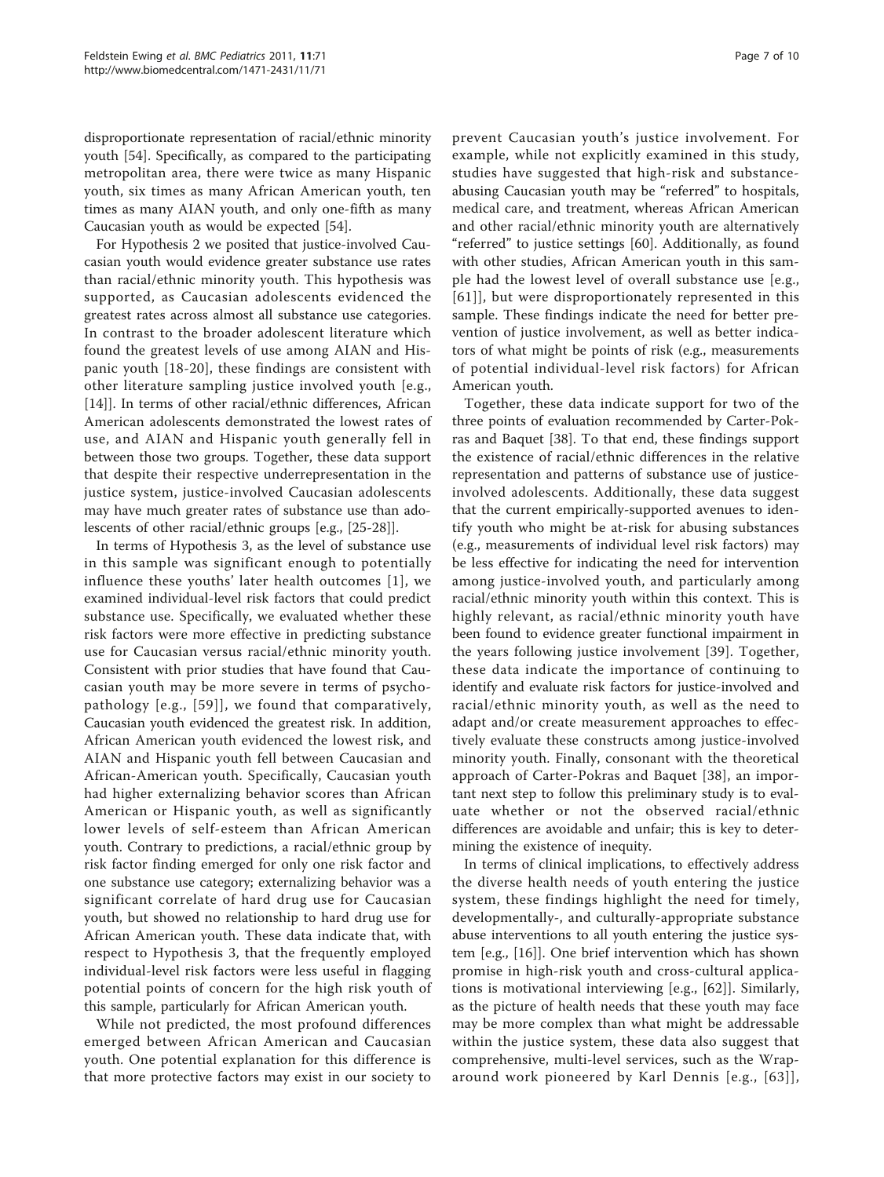disproportionate representation of racial/ethnic minority youth [54]. Specifically, as compared to the participating metropolitan area, there were twice as many Hispanic youth, six times as many African American youth, ten times as many AIAN youth, and only one-fifth as many Caucasian youth as would be expected [54].

For Hypothesis 2 we posited that justice-involved Caucasian youth would evidence greater substance use rates than racial/ethnic minority youth. This hypothesis was supported, as Caucasian adolescents evidenced the greatest rates across almost all substance use categories. In contrast to the broader adolescent literature which found the greatest levels of use among AIAN and Hispanic youth [18-20], these findings are consistent with other literature sampling justice involved youth [e.g., [14]]. In terms of other racial/ethnic differences, African American adolescents demonstrated the lowest rates of use, and AIAN and Hispanic youth generally fell in between those two groups. Together, these data support that despite their respective underrepresentation in the justice system, justice-involved Caucasian adolescents may have much greater rates of substance use than adolescents of other racial/ethnic groups [e.g., [25-28]].

In terms of Hypothesis 3, as the level of substance use in this sample was significant enough to potentially influence these youths' later health outcomes [1], we examined individual-level risk factors that could predict substance use. Specifically, we evaluated whether these risk factors were more effective in predicting substance use for Caucasian versus racial/ethnic minority youth. Consistent with prior studies that have found that Caucasian youth may be more severe in terms of psychopathology [e.g., [59]], we found that comparatively, Caucasian youth evidenced the greatest risk. In addition, African American youth evidenced the lowest risk, and AIAN and Hispanic youth fell between Caucasian and African-American youth. Specifically, Caucasian youth had higher externalizing behavior scores than African American or Hispanic youth, as well as significantly lower levels of self-esteem than African American youth. Contrary to predictions, a racial/ethnic group by risk factor finding emerged for only one risk factor and one substance use category; externalizing behavior was a significant correlate of hard drug use for Caucasian youth, but showed no relationship to hard drug use for African American youth. These data indicate that, with respect to Hypothesis 3, that the frequently employed individual-level risk factors were less useful in flagging potential points of concern for the high risk youth of this sample, particularly for African American youth.

While not predicted, the most profound differences emerged between African American and Caucasian youth. One potential explanation for this difference is that more protective factors may exist in our society to prevent Caucasian youth's justice involvement. For example, while not explicitly examined in this study, studies have suggested that high-risk and substance-abusing Caucasian youth may be "referred" to hospitals, medical care, and treatment, whereas African American and other racial/ethnic minority youth are alternatively "referred" to justice settings [60]. Additionally, as found with other studies, African American youth in this sample had the lowest level of overall substance use [e.g., [61]], but were disproportionately represented in this sample. These findings indicate the need for better prevention of justice involvement, as well as better indicators of what might be points of risk (e.g., measurements of potential individual-level risk factors) for African American youth.

Together, these data indicate support for two of the three points of evaluation recommended by Carter-Pokras and Baquet [38]. To that end, these findings support the existence of racial/ethnic differences in the relative representation and patterns of substance use of justice-involved adolescents. Additionally, these data suggest that the current empirically-supported avenues to identify youth who might be at-risk for abusing substances (e.g., measurements of individual level risk factors) may be less effective for indicating the need for intervention among justice-involved youth, and particularly among racial/ethnic minority youth within this context. This is highly relevant, as racial/ethnic minority youth have been found to evidence greater functional impairment in the years following justice involvement [39]. Together, these data indicate the importance of continuing to identify and evaluate risk factors for justice-involved and racial/ethnic minority youth, as well as the need to adapt and/or create measurement approaches to effectively evaluate these constructs among justice-involved minority youth. Finally, consonant with the theoretical approach of Carter-Pokras and Baquet [38], an important next step to follow this preliminary study is to evaluate whether or not the observed racial/ethnic differences are avoidable and unfair; this is key to determining the existence of inequity.

In terms of clinical implications, to effectively address the diverse health needs of youth entering the justice system, these findings highlight the need for timely, developmentally-, and culturally-appropriate substance abuse interventions to all youth entering the justice system [e.g., [16]]. One brief intervention which has shown promise in high-risk youth and cross-cultural applications is motivational interviewing [e.g., [62]]. Similarly, as the picture of health needs that these youth may face may be more complex than what might be addressable within the justice system, these data also suggest that comprehensive, multi-level services, such as the Wraparound work pioneered by Karl Dennis [e.g., [63]],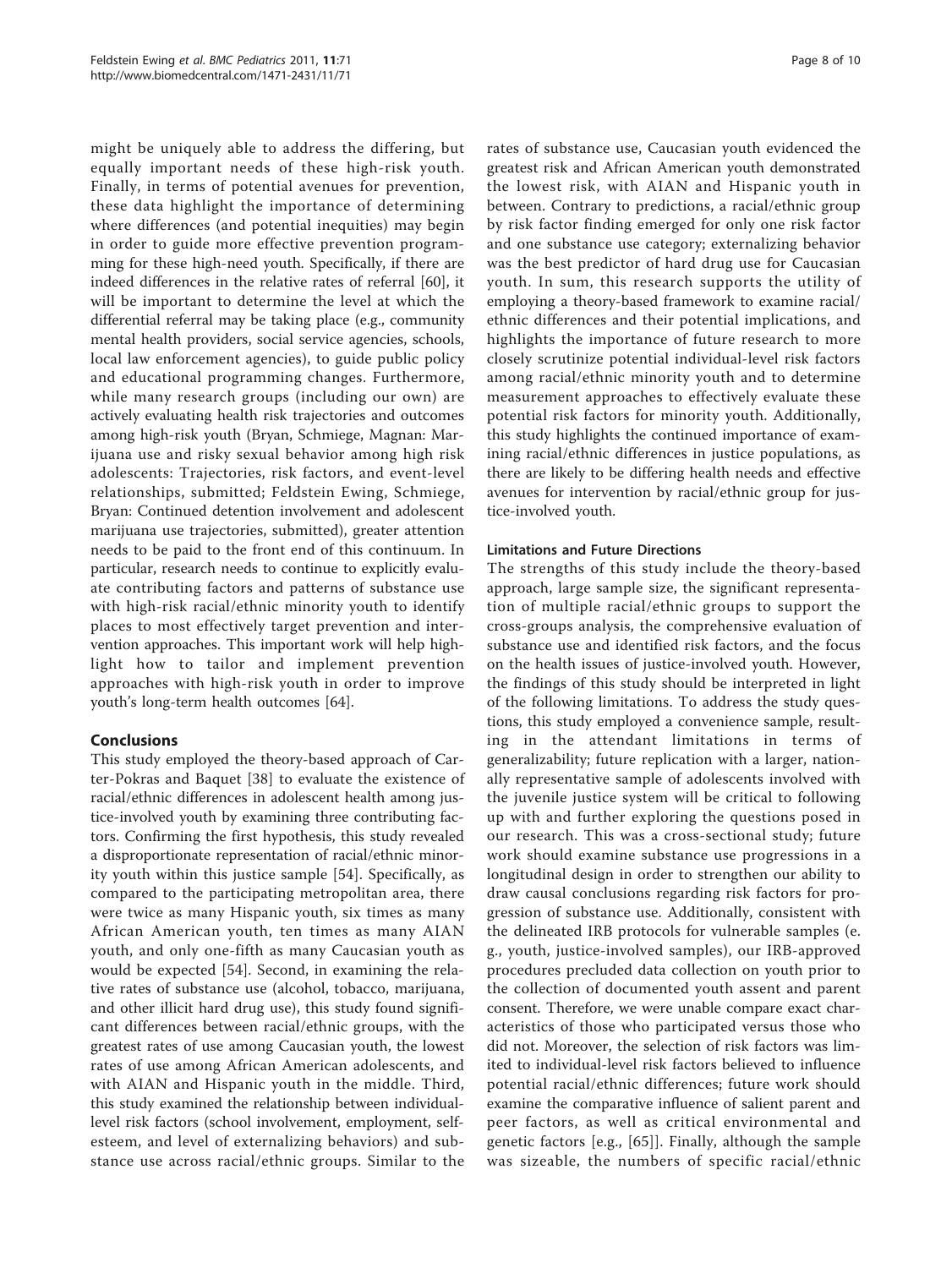might be uniquely able to address the differing, but equally important needs of these high-risk youth. Finally, in terms of potential avenues for prevention, these data highlight the importance of determining where differences (and potential inequities) may begin in order to guide more effective prevention programming for these high-need youth. Specifically, if there are indeed differences in the relative rates of referral [60], it will be important to determine the level at which the differential referral may be taking place (e.g., community mental health providers, social service agencies, schools, local law enforcement agencies), to guide public policy and educational programming changes. Furthermore, while many research groups (including our own) are actively evaluating health risk trajectories and outcomes among high-risk youth (Bryan, Schmiege, Magnan: Marijuana use and risky sexual behavior among high risk adolescents: Trajectories, risk factors, and event-level relationships, submitted; Feldstein Ewing, Schmiege, Bryan: Continued detention involvement and adolescent marijuana use trajectories, submitted), greater attention needs to be paid to the front end of this continuum. In particular, research needs to continue to explicitly evaluate contributing factors and patterns of substance use with high-risk racial/ethnic minority youth to identify places to most effectively target prevention and intervention approaches. This important work will help highlight how to tailor and implement prevention approaches with high-risk youth in order to improve youth's long-term health outcomes [64].

## Conclusions

This study employed the theory-based approach of Carter-Pokras and Baquet [38] to evaluate the existence of racial/ethnic differences in adolescent health among justice-involved youth by examining three contributing factors. Confirming the first hypothesis, this study revealed a disproportionate representation of racial/ethnic minority youth within this justice sample [54]. Specifically, as compared to the participating metropolitan area, there were twice as many Hispanic youth, six times as many African American youth, ten times as many AIAN youth, and only one-fifth as many Caucasian youth as would be expected [54]. Second, in examining the relative rates of substance use (alcohol, tobacco, marijuana, and other illicit hard drug use), this study found significant differences between racial/ethnic groups, with the greatest rates of use among Caucasian youth, the lowest rates of use among African American adolescents, and with AIAN and Hispanic youth in the middle. Third, this study examined the relationship between individual-level risk factors (school involvement, employment, self-esteem, and level of externalizing behaviors) and substance use across racial/ethnic groups. Similar to the rates of substance use, Caucasian youth evidenced the greatest risk and African American youth demonstrated the lowest risk, with AIAN and Hispanic youth in between. Contrary to predictions, a racial/ethnic group by risk factor finding emerged for only one risk factor and one substance use category; externalizing behavior was the best predictor of hard drug use for Caucasian youth. In sum, this research supports the utility of employing a theory-based framework to examine racial/ethnic differences and their potential implications, and highlights the importance of future research to more closely scrutinize potential individual-level risk factors among racial/ethnic minority youth and to determine measurement approaches to effectively evaluate these potential risk factors for minority youth. Additionally, this study highlights the continued importance of examining racial/ethnic differences in justice populations, as there are likely to be differing health needs and effective avenues for intervention by racial/ethnic group for justice-involved youth.

### Limitations and Future Directions

The strengths of this study include the theory-based approach, large sample size, the significant representation of multiple racial/ethnic groups to support the cross-groups analysis, the comprehensive evaluation of substance use and identified risk factors, and the focus on the health issues of justice-involved youth. However, the findings of this study should be interpreted in light of the following limitations. To address the study questions, this study employed a convenience sample, resulting in the attendant limitations in terms of generalizability; future replication with a larger, nationally representative sample of adolescents involved with the juvenile justice system will be critical to following up with and further exploring the questions posed in our research. This was a cross-sectional study; future work should examine substance use progressions in a longitudinal design in order to strengthen our ability to draw causal conclusions regarding risk factors for progression of substance use. Additionally, consistent with the delineated IRB protocols for vulnerable samples (e.g., youth, justice-involved samples), our IRB-approved procedures precluded data collection on youth prior to the collection of documented youth assent and parent consent. Therefore, we were unable compare exact characteristics of those who participated versus those who did not. Moreover, the selection of risk factors was limited to individual-level risk factors believed to influence potential racial/ethnic differences; future work should examine the comparative influence of salient parent and peer factors, as well as critical environmental and genetic factors [e.g., [65]]. Finally, although the sample was sizeable, the numbers of specific racial/ethnic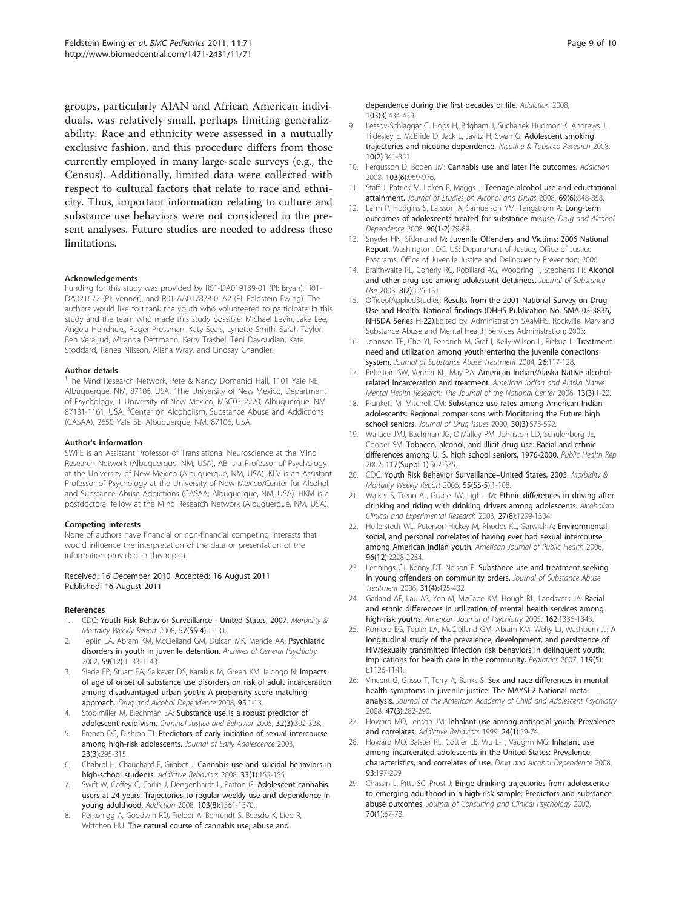groups, particularly AIAN and African American individuals, was relatively small, perhaps limiting generalizability. Race and ethnicity were assessed in a mutually exclusive fashion, and this procedure differs from those currently employed in many large-scale surveys (e.g., the Census). Additionally, limited data were collected with respect to cultural factors that relate to race and ethnicity. Thus, important information relating to culture and substance use behaviors were not considered in the present analyses. Future studies are needed to address these limitations.

#### Acknowledgements

Funding for this study was provided by R01-DA019139-01 (PI: Bryan), R01-DA021672 (PI: Venner), and R01-AA017878-01A2 (PI: Feldstein Ewing). The authors would like to thank the youth who volunteered to participate in this study and the team who made this study possible: Michael Levin, Jake Lee, Angela Hendricks, Roger Pressman, Katy Seals, Lynette Smith, Sarah Taylor, Ben Veralrud, Miranda Dettmann, Kerry Trashel, Teni Davoudian, Kate Stoddard, Renea Nilsson, Alisha Wray, and Lindsay Chandler.

#### Author details

[1]The Mind Research Network, Pete & Nancy Domenici Hall, 1101 Yale NE, Albuquerque, NM, 87106, USA. [2]The University of New Mexico, Department of Psychology, 1 University of New Mexico, MSC03 2220, Albuquerque, NM 87131-1161, USA. [3]Center on Alcoholism, Substance Abuse and Addictions (CASAA), 2650 Yale SE, Albuquerque, NM, 87106, USA.

#### Author's information

SWFE is an Assistant Professor of Translational Neuroscience at the Mind Research Network (Albuquerque, NM, USA). AB is a Professor of Psychology at the University of New Mexico (Albuquerque, NM, USA). KLV is an Assistant Professor of Psychology at the University of New Mexico/Center for Alcohol and Substance Abuse Addictions (CASAA; Albuquerque, NM, USA). HKM is a postdoctoral fellow at the Mind Research Network (Albuquerque, NM, USA).

#### Competing interests

None of authors have financial or non-financial competing interests that would influence the interpretation of the data or presentation of the information provided in this report.

Received: 16 December 2010 Accepted: 16 August 2011
Published: 16 August 2011

#### References

1. CDC: **Youth Risk Behavior Surveillance - United States, 2007.** *Morbidity & Mortality Weekly Report* 2008, **57(SS-4)**:1-131.
2. Teplin LA, Abram KM, McClelland GM, Dulcan MK, Mericle AA: **Psychiatric disorders in youth in juvenile detention.** *Archives of General Psychiatry* 2002, **59(12)**:1133-1143.
3. Slade EP, Stuart EA, Salkever DS, Karakus M, Green KM, Ialongo N: **Impacts of age of onset of substance use disorders on risk of adult incarceration among disadvantaged urban youth: A propensity score matching approach.** *Drug and Alcohol Dependence* 2008, **95**:1-13.
4. Stoolmiller M, Blechman EA: **Substance use is a robust predictor of adolescent recidivism.** *Criminal Justice and Behavior* 2005, **32(3)**:302-328.
5. French DC, Dishion TJ: **Predictors of early initiation of sexual intercourse among high-risk adolescents.** *Journal of Early Adolescence* 2003, **23(3)**:295-315.
6. Chabrol H, Chauchard E, Girabet J: **Cannabis use and suicidal behaviors in high-school students.** *Addictive Behaviors* 2008, **33(1)**:152-155.
7. Swift W, Coffey C, Carlin J, Dengenhardt L, Patton G: **Adolescent cannabis users at 24 years: Trajectories to regular weekly use and dependence in young adulthood.** *Addiction* 2008, **103(8)**:1361-1370.
8. Perkonigg A, Goodwin RD, Fielder A, Behrendt S, Beesdo K, Lieb R, Wittchen HU: **The natural course of cannabis use, abuse and dependence during the first decades of life.** *Addiction* 2008, **103(3)**:434-439.
9. Lessov-Schlaggar C, Hops H, Brigham J, Suchanek Hudmon K, Andrews J, Tildesley E, McBride D, Jack L, Javitz H, Swan G: **Adolescent smoking trajectories and nicotine dependence.** *Nicotine & Tobacco Research* 2008, **10(2)**:341-351.
10. Fergusson D, Boden JM: **Cannabis use and later life outcomes.** *Addiction* 2008, **103(6)**:969-976.
11. Staff J, Patrick M, Loken E, Maggs J: **Teenage alcohol use and eductational attainment.** *Journal of Studies on Alcohol and Drugs* 2008, **69(6)**:848-858.
12. Larm P, Hodgins S, Larsson A, Samuelson YM, Tengstrom A: **Long-term outcomes of adolescents treated for substance misuse.** *Drug and Alcohol Dependence* 2008, **96(1-2)**:79-89.
13. Snyder HN, Sickmund M: **Juvenile Offenders and Victims: 2006 National Report.** Washington, DC, US: Department of Justice, Office of Justice Programs, Office of Juvenile Justice and Delinquency Prevention; 2006.
14. Braithwaite RL, Conerly RC, Robillard AG, Woodring T, Stephens TT: **Alcohol and other drug use among adolescent detainees.** *Journal of Substance Use* 2003, **8(2)**:126-131.
15. OfficeofAppliedStudies: **Results from the 2001 National Survey on Drug Use and Health: National findings (DHHS Publication No. SMA 03-3836, NHSDA Series H-22).**Edited by: Administration SAaMHS. Rockville, Maryland: Substance Abuse and Mental Health Services Administration; 2003:.
16. Johnson TP, Cho YI, Fendrich M, Graf I, Kelly-Wilson L, Pickup L: **Treatment need and utilization among youth entering the juvenile corrections system.** *Journal of Substance Abuse Treatment* 2004, **26**:117-128.
17. Feldstein SW, Venner KL, May PA: **American Indian/Alaska Native alcohol-related incarceration and treatment.** *American Indian and Alaska Native Mental Health Research: The Journal of the National Center* 2006, **13(3)**:1-22.
18. Plunkett M, Mitchell CM: **Substance use rates among American Indian adolescents: Regional comparisons with Monitoring the Future high school seniors.** *Journal of Drug Issues* 2000, **30(3)**:575-592.
19. Wallace JMJ, Bachman JG, O'Malley PM, Johnston LD, Schulenberg JE, Cooper SM: **Tobacco, alcohol, and illicit drug use: Racial and ethnic differences among U. S. high school seniors, 1976-2000.** *Public Health Rep* 2002, **117(Suppl 1)**:S67-S75.
20. CDC: **Youth Risk Behavior Surveillance–United States, 2005.** *Morbidity & Mortality Weekly Report* 2006, **55(SS-5)**:1-108.
21. Walker S, Treno AJ, Grube JW, Light JM: **Ethnic differences in driving after drinking and riding with drinking drivers among adolescents.** *Alcoholism: Clinical and Experimental Research* 2003, **27(8)**:1299-1304.
22. Hellerstedt WL, Peterson-Hickey M, Rhodes KL, Garwick A: **Environmental, social, and personal correlates of having ever had sexual intercourse among American Indian youth.** *American Journal of Public Health* 2006, **96(12)**:2228-2234.
23. Lennings CJ, Kenny DT, Nelson P: **Substance use and treatment seeking in young offenders on community orders.** *Journal of Substance Abuse Treatment* 2006, **31(4)**:425-432.
24. Garland AF, Lau AS, Yeh M, McCabe KM, Hough RL, Landsverk JA: **Racial and ethnic differences in utilization of mental health services among high-risk youths.** *American Journal of Psychiatry* 2005, **162**:1336-1343.
25. Romero EG, Teplin LA, McClelland GM, Abram KM, Welty LJ, Washburn JJ: **A longitudinal study of the prevalence, development, and persistence of HIV/sexually transmitted infection risk behaviors in delinquent youth: Implications for health care in the community.** *Pediatrics* 2007, **119(5)**: E1126-1141.
26. Vincent G, Grisso T, Terry A, Banks S: **Sex and race differences in mental health symptoms in juvenile justice: The MAYSI-2 National meta-analysis.** *Journal of the American Academy of Child and Adolescent Psychiatry* 2008, **47(3)**:282-290.
27. Howard MO, Jenson JM: **Inhalant use among antisocial youth: Prevalence and correlates.** *Addictive Behaviors* 1999, **24(1)**:59-74.
28. Howard MO, Balster RL, Cottler LB, Wu L-T, Vaughn MG: **Inhalant use among incarcerated adolescents in the United States: Prevalence, characteristics, and correlates of use.** *Drug and Alcohol Dependence* 2008, **93**:197-209.
29. Chassin L, Pitts SC, Prost J: **Binge drinking trajectories from adolescence to emerging adulthood in a high-risk sample: Predictors and substance abuse outcomes.** *Journal of Consulting and Clinical Psychology* 2002, **70(1)**:67-78.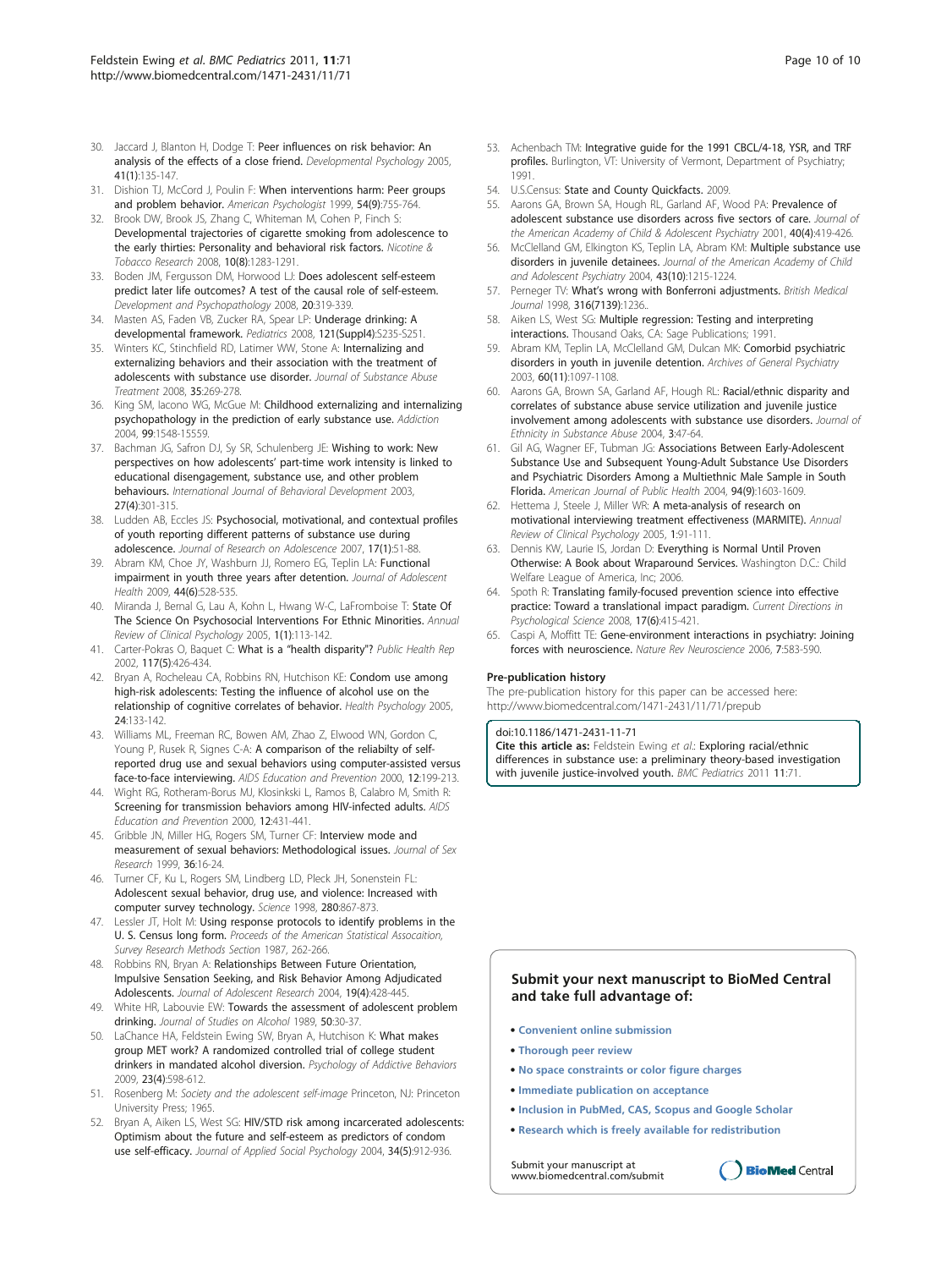30. Jaccard J, Blanton H, Dodge T: **Peer influences on risk behavior: An analysis of the effects of a close friend.** *Developmental Psychology* 2005, **41(1)**:135-147.
31. Dishion TJ, McCord J, Poulin F: **When interventions harm: Peer groups and problem behavior.** *American Psychologist* 1999, **54(9)**:755-764.
32. Brook DW, Brook JS, Zhang C, Whiteman M, Cohen P, Finch S: **Developmental trajectories of cigarette smoking from adolescence to the early thirties: Personality and behavioral risk factors.** *Nicotine & Tobacco Research* 2008, **10(8)**:1283-1291.
33. Boden JM, Fergusson DM, Horwood LJ: **Does adolescent self-esteem predict later life outcomes? A test of the causal role of self-esteem.** *Development and Psychopathology* 2008, **20**:319-339.
34. Masten AS, Faden VB, Zucker RA, Spear LP: **Underage drinking: A developmental framework.** *Pediatrics* 2008, **121(Suppl4)**:S235-S251.
35. Winters KC, Stinchfield RD, Latimer WW, Stone A: **Internalizing and externalizing behaviors and their association with the treatment of adolescents with substance use disorder.** *Journal of Substance Abuse Treatment* 2008, **35**:269-278.
36. King SM, Iacono WG, McGue M: **Childhood externalizing and internalizing psychopathology in the prediction of early substance use.** *Addiction* 2004, **99**:1548-15559.
37. Bachman JG, Safron DJ, Sy SR, Schulenberg JE: **Wishing to work: New perspectives on how adolescents' part-time work intensity is linked to educational disengagement, substance use, and other problem behaviours.** *International Journal of Behavioral Development* 2003, **27(4)**:301-315.
38. Ludden AB, Eccles JS: **Psychosocial, motivational, and contextual profiles of youth reporting different patterns of substance use during adolescence.** *Journal of Research on Adolescence* 2007, **17(1)**:51-88.
39. Abram KM, Choe JY, Washburn JJ, Romero EG, Teplin LA: **Functional impairment in youth three years after detention.** *Journal of Adolescent Health* 2009, **44(6)**:528-535.
40. Miranda J, Bernal G, Lau A, Kohn L, Hwang W-C, LaFromboise T: **State Of The Science On Psychosocial Interventions For Ethnic Minorities.** *Annual Review of Clinical Psychology* 2005, **1(1)**:113-142.
41. Carter-Pokras O, Baquet C: **What is a "health disparity"?** *Public Health Rep* 2002, **117(5)**:426-434.
42. Bryan A, Rocheleau CA, Robbins RN, Hutchison KE: **Condom use among high-risk adolescents: Testing the influence of alcohol use on the relationship of cognitive correlates of behavior.** *Health Psychology* 2005, **24**:133-142.
43. Williams ML, Freeman RC, Bowen AM, Zhao Z, Elwood WN, Gordon C, Young P, Rusek R, Signes C-A: **A comparison of the reliabilty of self-reported drug use and sexual behaviors using computer-assisted versus face-to-face interviewing.** *AIDS Education and Prevention* 2000, **12**:199-213.
44. Wight RG, Rotheram-Borus MJ, Klosinkski L, Ramos B, Calabro M, Smith R: **Screening for transmission behaviors among HIV-infected adults.** *AIDS Education and Prevention* 2000, **12**:431-441.
45. Gribble JN, Miller HG, Rogers SM, Turner CF: **Interview mode and measurement of sexual behaviors: Methodological issues.** *Journal of Sex Research* 1999, **36**:16-24.
46. Turner CF, Ku L, Rogers SM, Lindberg LD, Pleck JH, Sonenstein FL: **Adolescent sexual behavior, drug use, and violence: Increased with computer survey technology.** *Science* 1998, **280**:867-873.
47. Lessler JT, Holt M: **Using response protocols to identify problems in the U. S. Census long form.** *Proceeds of the American Statistical Assocaition, Survey Research Methods Section* 1987, 262-266.
48. Robbins RN, Bryan A: **Relationships Between Future Orientation, Impulsive Sensation Seeking, and Risk Behavior Among Adjudicated Adolescents.** *Journal of Adolescent Research* 2004, **19(4)**:428-445.
49. White HR, Labouvie EW: **Towards the assessment of adolescent problem drinking.** *Journal of Studies on Alcohol* 1989, **50**:30-37.
50. LaChance HA, Feldstein Ewing SW, Bryan A, Hutchison K: **What makes group MET work? A randomized controlled trial of college student drinkers in mandated alcohol diversion.** *Psychology of Addictive Behaviors* 2009, **23(4)**:598-612.
51. Rosenberg M: *Society and the adolescent self-image* Princeton, NJ: Princeton University Press; 1965.
52. Bryan A, Aiken LS, West SG: **HIV/STD risk among incarcerated adolescents: Optimism about the future and self-esteem as predictors of condom use self-efficacy.** *Journal of Applied Social Psychology* 2004, **34(5)**:912-936.
53. Achenbach TM: **Integrative guide for the 1991 CBCL/4-18, YSR, and TRF profiles.** Burlington, VT: University of Vermont, Department of Psychiatry; 1991.
54. U.S.Census: **State and County Quickfacts.** 2009.
55. Aarons GA, Brown SA, Hough RL, Garland AF, Wood PA: **Prevalence of adolescent substance use disorders across five sectors of care.** *Journal of the American Academy of Child & Adolescent Psychiatry* 2001, **40(4)**:419-426.
56. McClelland GM, Elkington KS, Teplin LA, Abram KM: **Multiple substance use disorders in juvenile detainees.** *Journal of the American Academy of Child and Adolescent Psychiatry* 2004, **43(10)**:1215-1224.
57. Perneger TV: **What's wrong with Bonferroni adjustments.** *British Medical Journal* 1998, **316(7139)**:1236..
58. Aiken LS, West SG: **Multiple regression: Testing and interpreting interactions.** Thousand Oaks, CA: Sage Publications; 1991.
59. Abram KM, Teplin LA, McClelland GM, Dulcan MK: **Comorbid psychiatric disorders in youth in juvenile detention.** *Archives of General Psychiatry* 2003, **60(11)**:1097-1108.
60. Aarons GA, Brown SA, Garland AF, Hough RL: **Racial/ethnic disparity and correlates of substance abuse service utilization and juvenile justice involvement among adolescents with substance use disorders.** *Journal of Ethnicity in Substance Abuse* 2004, **3**:47-64.
61. Gil AG, Wagner EF, Tubman JG: **Associations Between Early-Adolescent Substance Use and Subsequent Young-Adult Substance Use Disorders and Psychiatric Disorders Among a Multiethnic Male Sample in South Florida.** *American Journal of Public Health* 2004, **94(9)**:1603-1609.
62. Hettema J, Steele J, Miller WR: **A meta-analysis of research on motivational interviewing treatment effectiveness (MARMITE).** *Annual Review of Clinical Psychology* 2005, **1**:91-111.
63. Dennis KW, Laurie IS, Jordan D: **Everything is Normal Until Proven Otherwise: A Book about Wraparound Services.** Washington D.C.: Child Welfare League of America, Inc; 2006.
64. Spoth R: **Translating family-focused prevention science into effective practice: Toward a translational impact paradigm.** *Current Directions in Psychological Science* 2008, **17(6)**:415-421.
65. Caspi A, Moffitt TE: **Gene-environment interactions in psychiatry: Joining forces with neuroscience.** *Nature Rev Neuroscience* 2006, **7**:583-590.

### Pre-publication history

The pre-publication history for this paper can be accessed here:
http://www.biomedcentral.com/1471-2431/11/71/prepub

doi:10.1186/1471-2431-11-71

**Cite this article as:** Feldstein Ewing *et al.*: Exploring racial/ethnic differences in substance use: a preliminary theory-based investigation with juvenile justice-involved youth. *BMC Pediatrics* 2011 **11**:71.

**Submit your next manuscript to BioMed Central and take full advantage of:**

- **Convenient online submission**
- **Thorough peer review**
- **No space constraints or color figure charges**
- **Immediate publication on acceptance**
- **Inclusion in PubMed, CAS, Scopus and Google Scholar**
- **Research which is freely available for redistribution**

Submit your manuscript at
www.biomedcentral.com/submit

BioMed Central